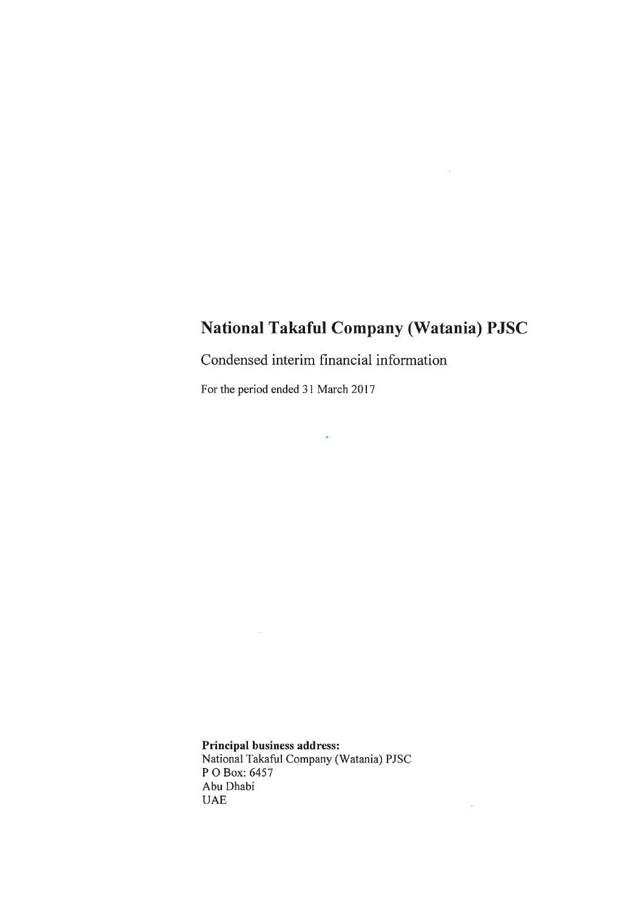# National Takaful Company (Watania) PJSC

## Condensed interim financial information

For the period ended 31 March 2017

**Principal business address:**
National Takaful Company (Watania) PJSC
P O Box: 6457
Abu Dhabi
UAE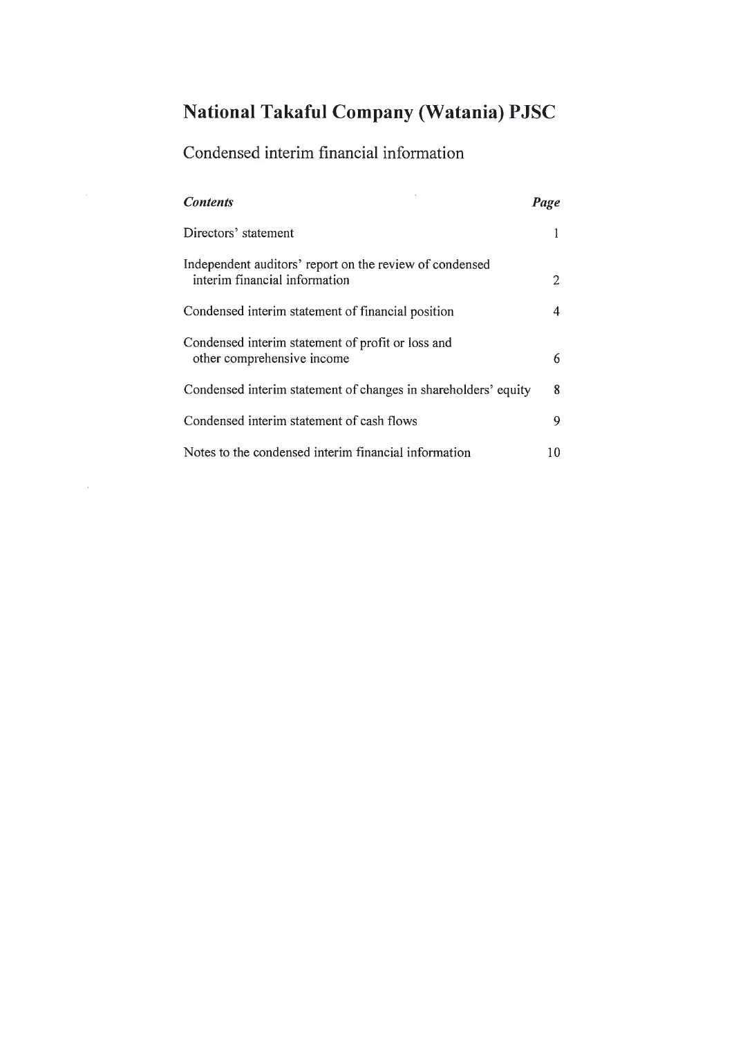# National Takaful Company (Watania) PJSC

## Condensed interim financial information

| *Contents* | *Page* |
|---|---|
| Directors' statement | 1 |
| Independent auditors' report on the review of condensed interim financial information | 2 |
| Condensed interim statement of financial position | 4 |
| Condensed interim statement of profit or loss and other comprehensive income | 6 |
| Condensed interim statement of changes in shareholders' equity | 8 |
| Condensed interim statement of cash flows | 9 |
| Notes to the condensed interim financial information | 10 |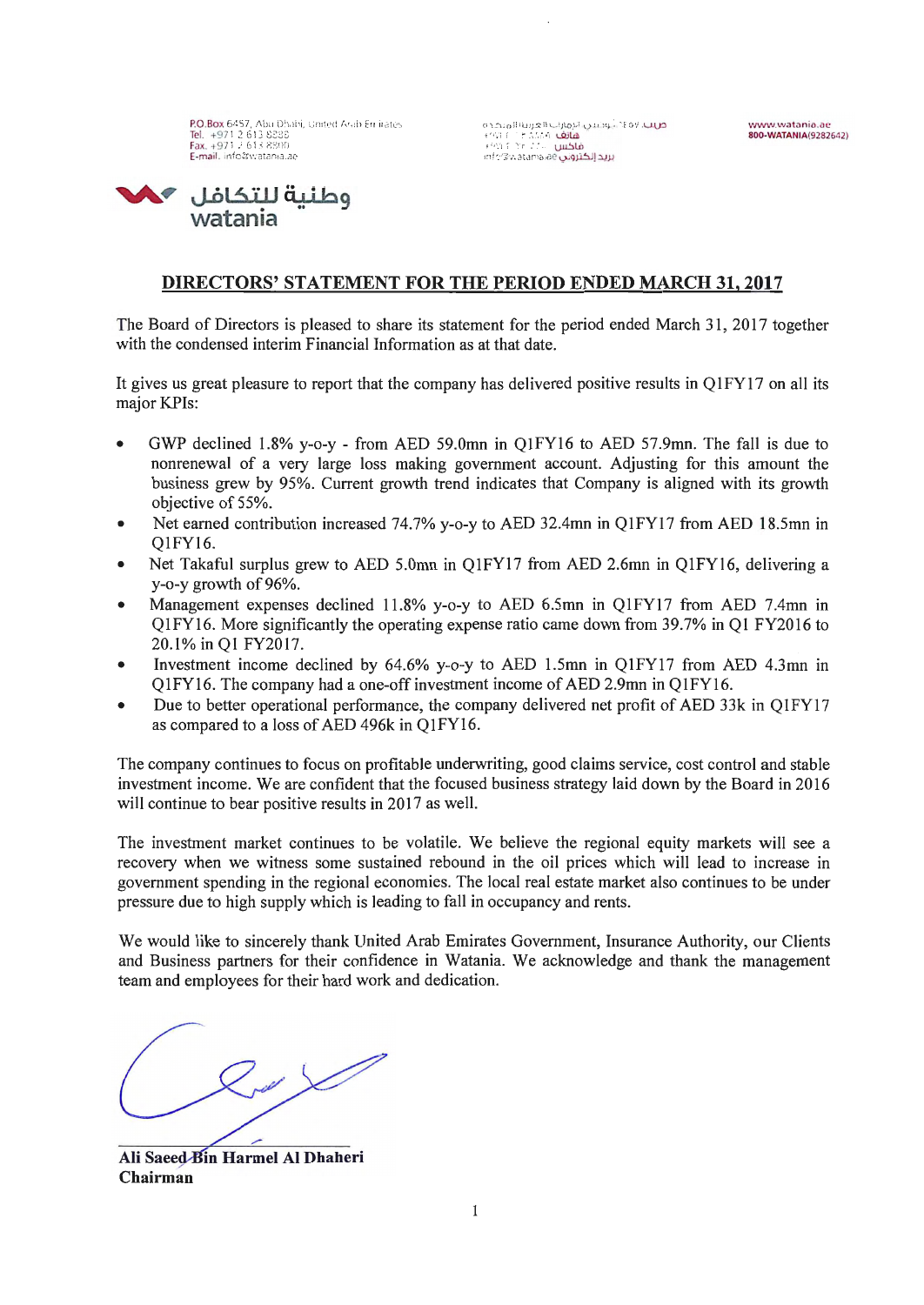P.O.Box 6457, Abu Dhabi, United Arab Emirates
Tel. +971 2 613 8288
Fax. +971 2 613 8200
E-mail. info@watania.ae

www.watania.ae
800-WATANIA(9282642)

وطنية للتكافل
watania

## DIRECTORS' STATEMENT FOR THE PERIOD ENDED MARCH 31, 2017

The Board of Directors is pleased to share its statement for the period ended March 31, 2017 together with the condensed interim Financial Information as at that date.

It gives us great pleasure to report that the company has delivered positive results in Q1FY17 on all its major KPIs:

- GWP declined 1.8% y-o-y - from AED 59.0mn in Q1FY16 to AED 57.9mn. The fall is due to nonrenewal of a very large loss making government account. Adjusting for this amount the business grew by 95%. Current growth trend indicates that Company is aligned with its growth objective of 55%.
- Net earned contribution increased 74.7% y-o-y to AED 32.4mn in Q1FY17 from AED 18.5mn in Q1FY16.
- Net Takaful surplus grew to AED 5.0mn in Q1FY17 from AED 2.6mn in Q1FY16, delivering a y-o-y growth of 96%.
- Management expenses declined 11.8% y-o-y to AED 6.5mn in Q1FY17 from AED 7.4mn in Q1FY16. More significantly the operating expense ratio came down from 39.7% in Q1 FY2016 to 20.1% in Q1 FY2017.
- Investment income declined by 64.6% y-o-y to AED 1.5mn in Q1FY17 from AED 4.3mn in Q1FY16. The company had a one-off investment income of AED 2.9mn in Q1FY16.
- Due to better operational performance, the company delivered net profit of AED 33k in Q1FY17 as compared to a loss of AED 496k in Q1FY16.

The company continues to focus on profitable underwriting, good claims service, cost control and stable investment income. We are confident that the focused business strategy laid down by the Board in 2016 will continue to bear positive results in 2017 as well.

The investment market continues to be volatile. We believe the regional equity markets will see a recovery when we witness some sustained rebound in the oil prices which will lead to increase in government spending in the regional economies. The local real estate market also continues to be under pressure due to high supply which is leading to fall in occupancy and rents.

We would like to sincerely thank United Arab Emirates Government, Insurance Authority, our Clients and Business partners for their confidence in Watania. We acknowledge and thank the management team and employees for their hard work and dedication.

**Ali Saeed Bin Harmel Al Dhaheri**
**Chairman**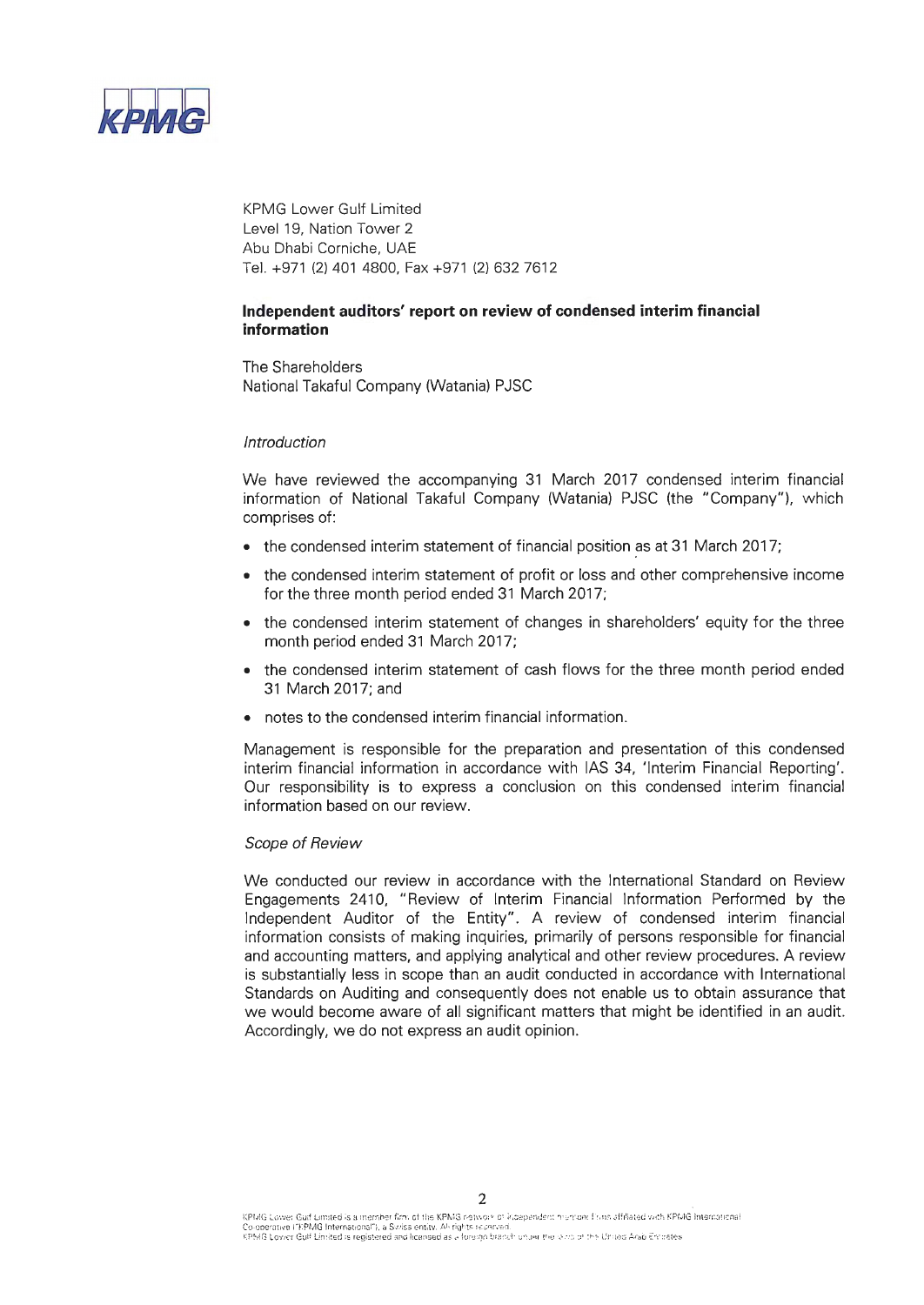KPMG Lower Gulf Limited
Level 19, Nation Tower 2
Abu Dhabi Corniche, UAE
Tel. +971 (2) 401 4800, Fax +971 (2) 632 7612

**Independent auditors' report on review of condensed interim financial information**

The Shareholders
National Takaful Company (Watania) PJSC

*Introduction*

We have reviewed the accompanying 31 March 2017 condensed interim financial information of National Takaful Company (Watania) PJSC (the "Company"), which comprises of:

- the condensed interim statement of financial position as at 31 March 2017;
- the condensed interim statement of profit or loss and other comprehensive income for the three month period ended 31 March 2017;
- the condensed interim statement of changes in shareholders' equity for the three month period ended 31 March 2017;
- the condensed interim statement of cash flows for the three month period ended 31 March 2017; and
- notes to the condensed interim financial information.

Management is responsible for the preparation and presentation of this condensed interim financial information in accordance with IAS 34, 'Interim Financial Reporting'. Our responsibility is to express a conclusion on this condensed interim financial information based on our review.

*Scope of Review*

We conducted our review in accordance with the International Standard on Review Engagements 2410, "Review of Interim Financial Information Performed by the Independent Auditor of the Entity". A review of condensed interim financial information consists of making inquiries, primarily of persons responsible for financial and accounting matters, and applying analytical and other review procedures. A review is substantially less in scope than an audit conducted in accordance with International Standards on Auditing and consequently does not enable us to obtain assurance that we would become aware of all significant matters that might be identified in an audit. Accordingly, we do not express an audit opinion.

KPMG Lower Gulf Limited is a member firm of the KPMG network of independent member firms affiliated with KPMG International Cooperative ("KPMG International"), a Swiss entity. All rights reserved.
KPMG Lower Gulf Limited is registered and licensed as a foreign branch under the laws of the United Arab Emirates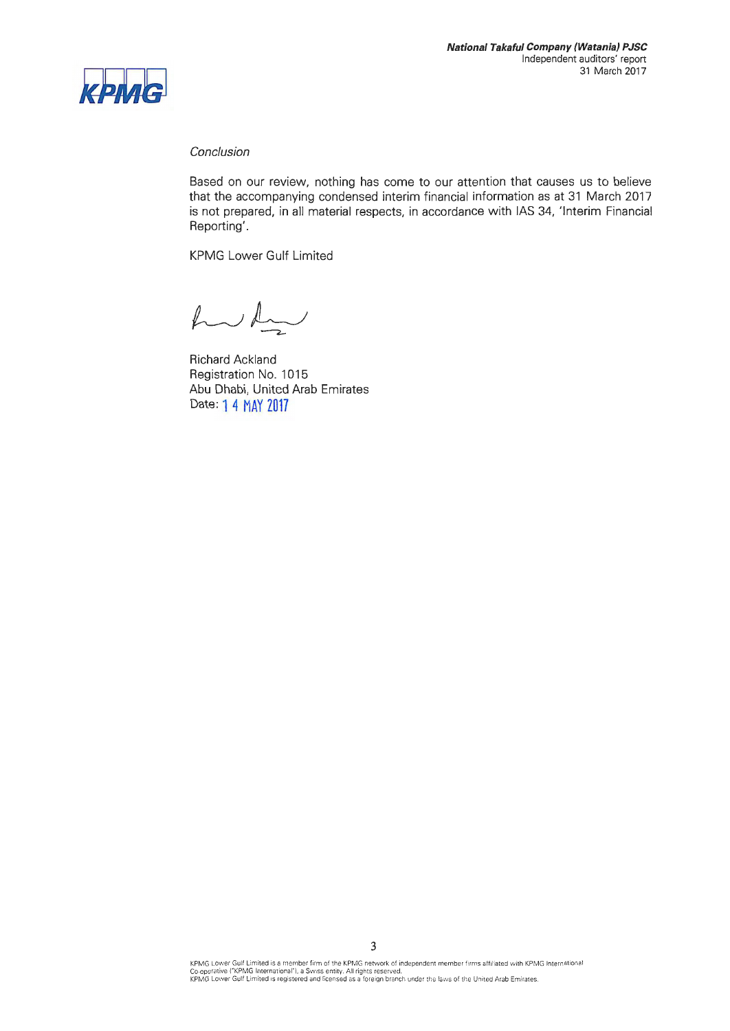*Conclusion*

Based on our review, nothing has come to our attention that causes us to believe that the accompanying condensed interim financial information as at 31 March 2017 is not prepared, in all material respects, in accordance with IAS 34, 'Interim Financial Reporting'.

KPMG Lower Gulf Limited

Richard Ackland
Registration No. 1015
Abu Dhabi, United Arab Emirates
Date: 14 MAY 2017

KPMG Lower Gulf Limited is a member firm of the KPMG network of independent member firms affiliated with KPMG International Co-operative ("KPMG International"), a Swiss entity. All rights reserved.
KPMG Lower Gulf Limited is registered and licensed as a foreign branch under the laws of the United Arab Emirates.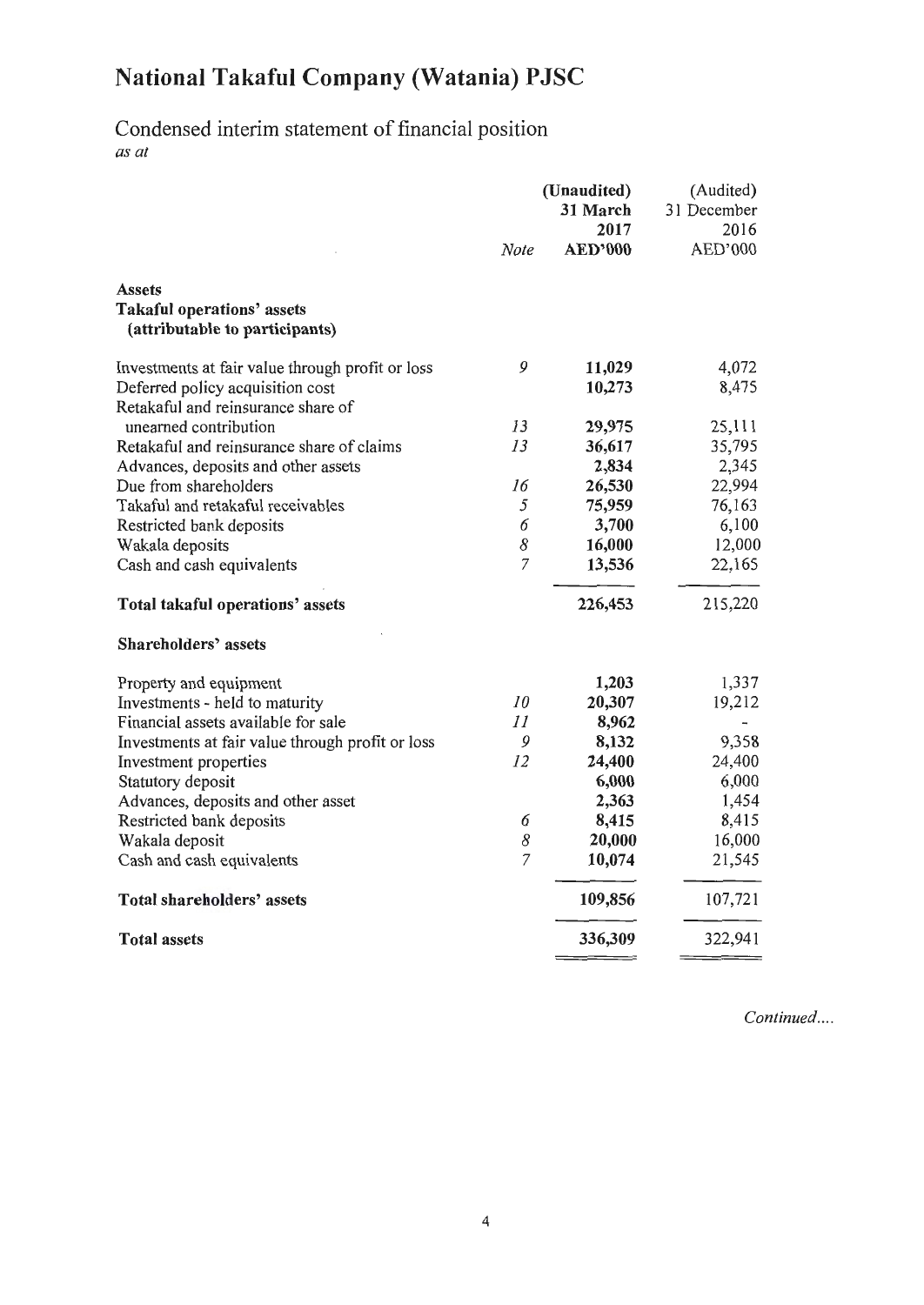# National Takaful Company (Watania) PJSC

## Condensed interim statement of financial position

*as at*

| | Note | (Unaudited) 31 March 2017 AED'000 | (Audited) 31 December 2016 AED'000 |
|---|---|---|---|
| **Assets** | | | |
| **Takaful operations' assets (attributable to participants)** | | | |
| Investments at fair value through profit or loss | 9 | **11,029** | 4,072 |
| Deferred policy acquisition cost | | **10,273** | 8,475 |
| Retakaful and reinsurance share of unearned contribution | 13 | **29,975** | 25,111 |
| Retakaful and reinsurance share of claims | 13 | **36,617** | 35,795 |
| Advances, deposits and other assets | | **2,834** | 2,345 |
| Due from shareholders | 16 | **26,530** | 22,994 |
| Takaful and retakaful receivables | 5 | **75,959** | 76,163 |
| Restricted bank deposits | 6 | **3,700** | 6,100 |
| Wakala deposits | 8 | **16,000** | 12,000 |
| Cash and cash equivalents | 7 | **13,536** | 22,165 |
| **Total takaful operations' assets** | | **226,453** | 215,220 |
| **Shareholders' assets** | | | |
| Property and equipment | | **1,203** | 1,337 |
| Investments - held to maturity | 10 | **20,307** | 19,212 |
| Financial assets available for sale | 11 | **8,962** | - |
| Investments at fair value through profit or loss | 9 | **8,132** | 9,358 |
| Investment properties | 12 | **24,400** | 24,400 |
| Statutory deposit | | **6,000** | 6,000 |
| Advances, deposits and other asset | | **2,363** | 1,454 |
| Restricted bank deposits | 6 | **8,415** | 8,415 |
| Wakala deposit | 8 | **20,000** | 16,000 |
| Cash and cash equivalents | 7 | **10,074** | 21,545 |
| **Total shareholders' assets** | | **109,856** | 107,721 |
| **Total assets** | | **336,309** | 322,941 |

*Continued....*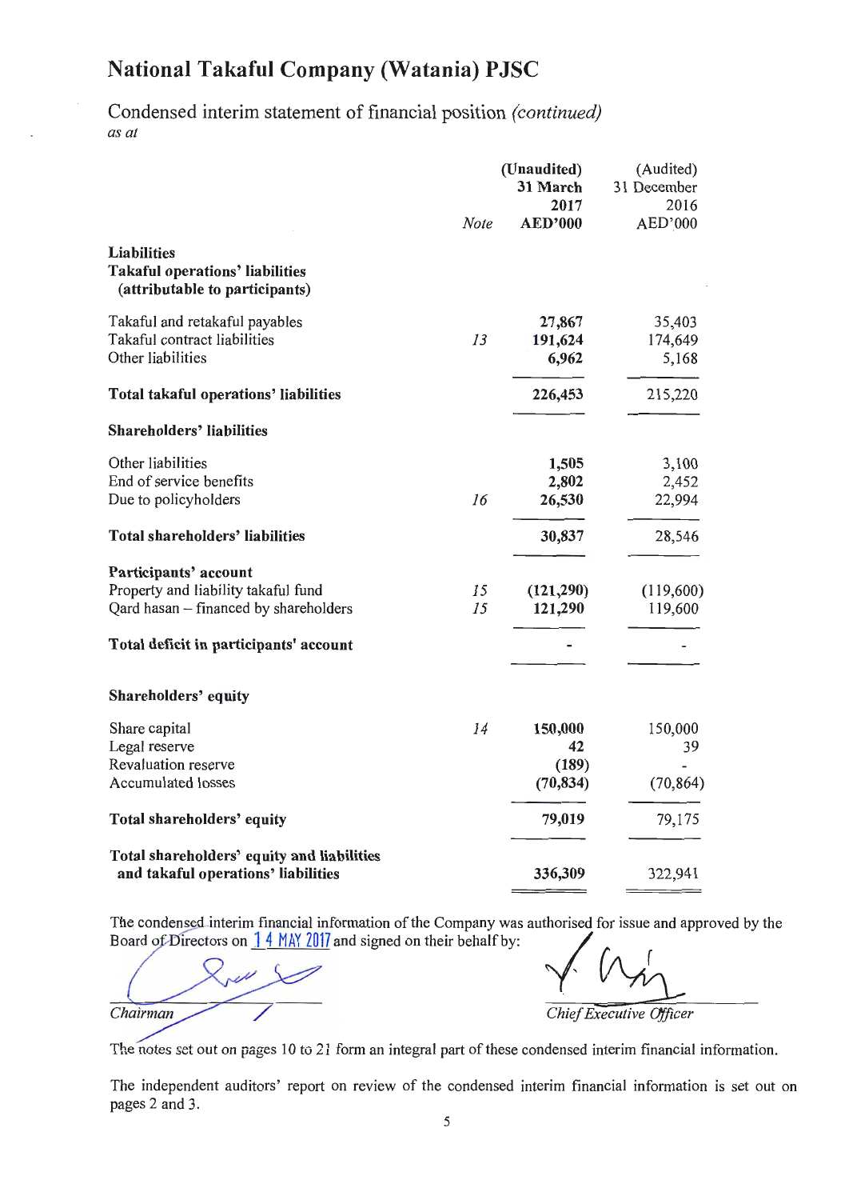# National Takaful Company (Watania) PJSC

## Condensed interim statement of financial position *(continued)*
*as at*

| | Note | (Unaudited) 31 March 2017 AED'000 | (Audited) 31 December 2016 AED'000 |
|---|---|---|---|
| **Liabilities** | | | |
| **Takaful operations' liabilities (attributable to participants)** | | | |
| Takaful and retakaful payables | | **27,867** | 35,403 |
| Takaful contract liabilities | *13* | **191,624** | 174,649 |
| Other liabilities | | **6,962** | 5,168 |
| **Total takaful operations' liabilities** | | **226,453** | 215,220 |
| **Shareholders' liabilities** | | | |
| Other liabilities | | **1,505** | 3,100 |
| End of service benefits | | **2,802** | 2,452 |
| Due to policyholders | *16* | **26,530** | 22,994 |
| **Total shareholders' liabilities** | | **30,837** | 28,546 |
| **Participants' account** | | | |
| Property and liability takaful fund | *15* | **(121,290)** | (119,600) |
| Qard hasan – financed by shareholders | *15* | **121,290** | 119,600 |
| **Total deficit in participants' account** | | **-** | - |
| **Shareholders' equity** | | | |
| Share capital | *14* | **150,000** | 150,000 |
| Legal reserve | | **42** | 39 |
| Revaluation reserve | | **(189)** | - |
| Accumulated losses | | **(70,834)** | (70,864) |
| **Total shareholders' equity** | | **79,019** | 79,175 |
| **Total shareholders' equity and liabilities and takaful operations' liabilities** | | **336,309** | 322,941 |

The condensed interim financial information of the Company was authorised for issue and approved by the Board of Directors on 14 MAY 2017 and signed on their behalf by:

*Chairman* *Chief Executive Officer*

The notes set out on pages 10 to 21 form an integral part of these condensed interim financial information.

The independent auditors' report on review of the condensed interim financial information is set out on pages 2 and 3.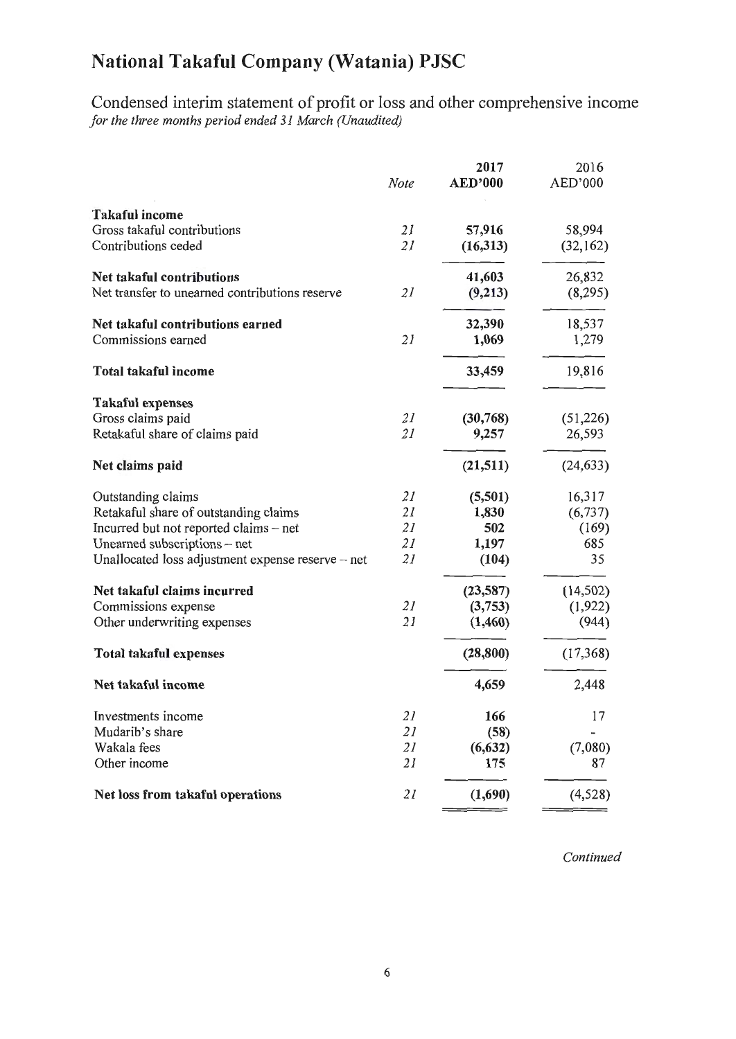# National Takaful Company (Watania) PJSC

## Condensed interim statement of profit or loss and other comprehensive income

*for the three months period ended 31 March (Unaudited)*

| | Note | 2017 AED'000 | 2016 AED'000 |
|---|---|---|---|
| **Takaful income** | | | |
| Gross takaful contributions | 21 | **57,916** | 58,994 |
| Contributions ceded | 21 | **(16,313)** | (32,162) |
| **Net takaful contributions** | | **41,603** | 26,832 |
| Net transfer to unearned contributions reserve | 21 | **(9,213)** | (8,295) |
| **Net takaful contributions earned** | | **32,390** | 18,537 |
| Commissions earned | 21 | **1,069** | 1,279 |
| **Total takaful income** | | **33,459** | 19,816 |
| **Takaful expenses** | | | |
| Gross claims paid | 21 | **(30,768)** | (51,226) |
| Retakaful share of claims paid | 21 | **9,257** | 26,593 |
| **Net claims paid** | | **(21,511)** | (24,633) |
| Outstanding claims | 21 | **(5,501)** | 16,317 |
| Retakaful share of outstanding claims | 21 | **1,830** | (6,737) |
| Incurred but not reported claims – net | 21 | **502** | (169) |
| Unearned subscriptions – net | 21 | **1,197** | 685 |
| Unallocated loss adjustment expense reserve – net | 21 | **(104)** | 35 |
| **Net takaful claims incurred** | | **(23,587)** | (14,502) |
| Commissions expense | 21 | **(3,753)** | (1,922) |
| Other underwriting expenses | 21 | **(1,460)** | (944) |
| **Total takaful expenses** | | **(28,800)** | (17,368) |
| **Net takaful income** | | **4,659** | 2,448 |
| Investments income | 21 | **166** | 17 |
| Mudarib's share | 21 | **(58)** | - |
| Wakala fees | 21 | **(6,632)** | (7,080) |
| Other income | 21 | **175** | 87 |
| **Net loss from takaful operations** | 21 | **(1,690)** | (4,528) |

*Continued*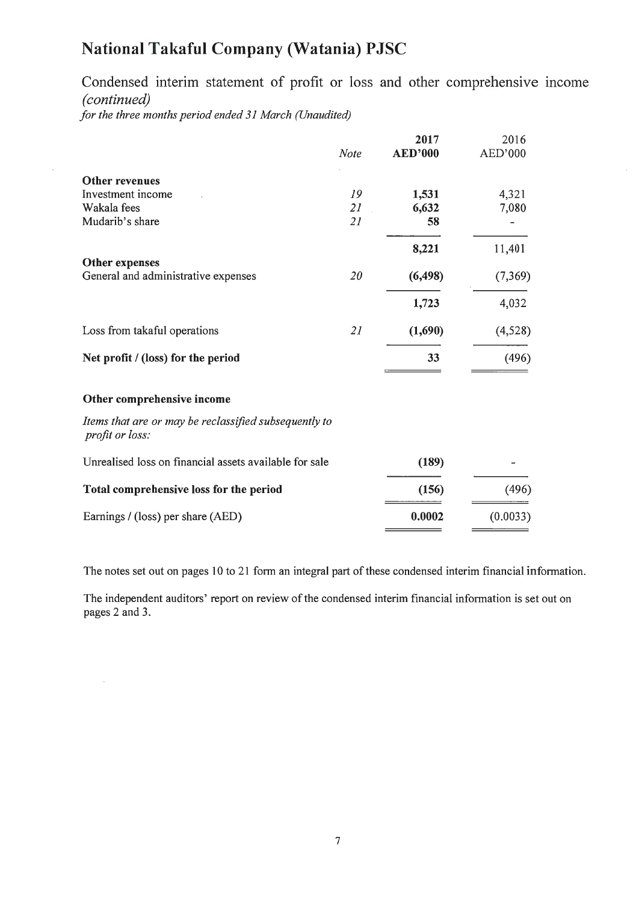# National Takaful Company (Watania) PJSC

## Condensed interim statement of profit or loss and other comprehensive income *(continued)*

*for the three months period ended 31 March (Unaudited)*

| | *Note* | **2017 AED'000** | 2016 AED'000 |
|---|---|---|---|
| **Other revenues** | | | |
| Investment income | *19* | **1,531** | 4,321 |
| Wakala fees | *21* | **6,632** | 7,080 |
| Mudarib's share | *21* | **58** | - |
| | | **8,221** | 11,401 |
| **Other expenses** | | | |
| General and administrative expenses | *20* | **(6,498)** | (7,369) |
| | | **1,723** | 4,032 |
| Loss from takaful operations | *21* | **(1,690)** | (4,528) |
| **Net profit / (loss) for the period** | | **33** | (496) |
| **Other comprehensive income** | | | |
| *Items that are or may be reclassified subsequently to profit or loss:* | | | |
| Unrealised loss on financial assets available for sale | | **(189)** | - |
| **Total comprehensive loss for the period** | | **(156)** | (496) |
| Earnings / (loss) per share (AED) | | **0.0002** | (0.0033) |

The notes set out on pages 10 to 21 form an integral part of these condensed interim financial information.

The independent auditors' report on review of the condensed interim financial information is set out on pages 2 and 3.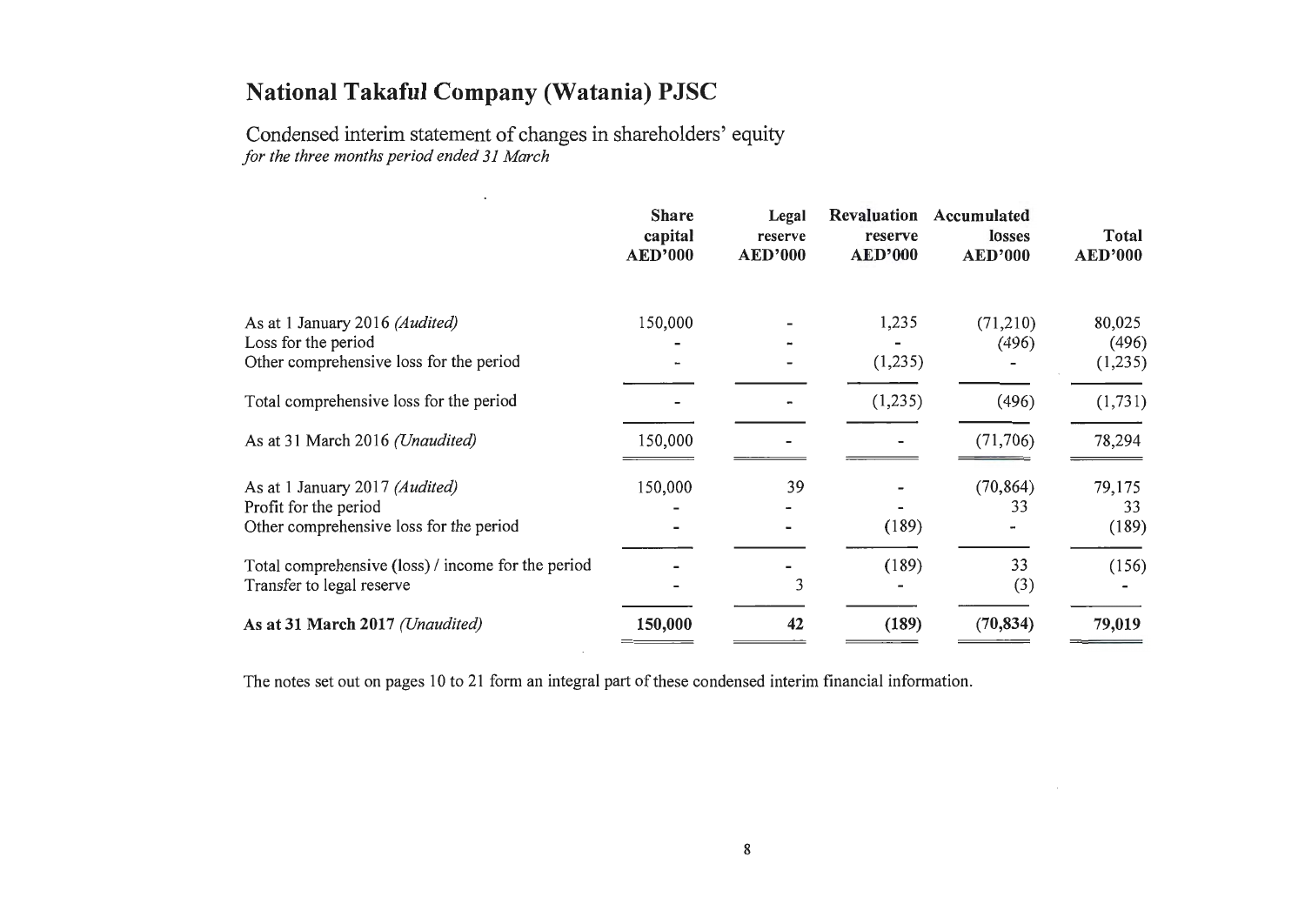# National Takaful Company (Watania) PJSC

## Condensed interim statement of changes in shareholders' equity

*for the three months period ended 31 March*

| | Share capital AED'000 | Legal reserve AED'000 | Revaluation reserve AED'000 | Accumulated losses AED'000 | Total AED'000 |
|---|---|---|---|---|---|
| As at 1 January 2016 *(Audited)* | 150,000 | - | 1,235 | (71,210) | 80,025 |
| Loss for the period | - | - | - | (496) | (496) |
| Other comprehensive loss for the period | - | - | (1,235) | - | (1,235) |
| Total comprehensive loss for the period | - | - | (1,235) | (496) | (1,731) |
| As at 31 March 2016 *(Unaudited)* | 150,000 | - | - | (71,706) | 78,294 |
| As at 1 January 2017 *(Audited)* | 150,000 | 39 | - | (70,864) | 79,175 |
| Profit for the period | - | - | - | 33 | 33 |
| Other comprehensive loss for the period | - | - | (189) | - | (189) |
| Total comprehensive (loss) / income for the period | - | - | (189) | 33 | (156) |
| Transfer to legal reserve | - | 3 | - | (3) | - |
| **As at 31 March 2017** *(Unaudited)* | **150,000** | **42** | **(189)** | **(70,834)** | **79,019** |

The notes set out on pages 10 to 21 form an integral part of these condensed interim financial information.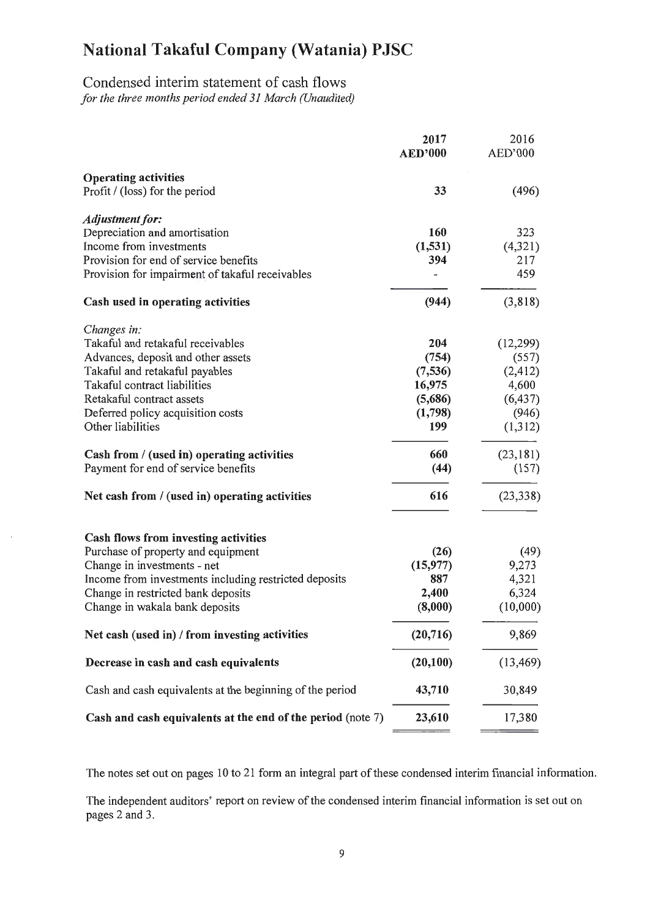# National Takaful Company (Watania) PJSC

## Condensed interim statement of cash flows

*for the three months period ended 31 March (Unaudited)*

| | **2017** | 2016 |
|---|---|---|
| | **AED'000** | AED'000 |
| **Operating activities** | | |
| Profit / (loss) for the period | **33** | (496) |
| ***Adjustment for:*** | | |
| Depreciation and amortisation | **160** | 323 |
| Income from investments | **(1,531)** | (4,321) |
| Provision for end of service benefits | **394** | 217 |
| Provision for impairment of takaful receivables | **-** | 459 |
| **Cash used in operating activities** | **(944)** | (3,818) |
| *Changes in:* | | |
| Takaful and retakaful receivables | **204** | (12,299) |
| Advances, deposit and other assets | **(754)** | (557) |
| Takaful and retakaful payables | **(7,536)** | (2,412) |
| Takaful contract liabilities | **16,975** | 4,600 |
| Retakaful contract assets | **(5,686)** | (6,437) |
| Deferred policy acquisition costs | **(1,798)** | (946) |
| Other liabilities | **199** | (1,312) |
| **Cash from / (used in) operating activities** | **660** | (23,181) |
| Payment for end of service benefits | **(44)** | (157) |
| **Net cash from / (used in) operating activities** | **616** | (23,338) |
| **Cash flows from investing activities** | | |
| Purchase of property and equipment | **(26)** | (49) |
| Change in investments - net | **(15,977)** | 9,273 |
| Income from investments including restricted deposits | **887** | 4,321 |
| Change in restricted bank deposits | **2,400** | 6,324 |
| Change in wakala bank deposits | **(8,000)** | (10,000) |
| **Net cash (used in) / from investing activities** | **(20,716)** | 9,869 |
| **Decrease in cash and cash equivalents** | **(20,100)** | (13,469) |
| Cash and cash equivalents at the beginning of the period | **43,710** | 30,849 |
| **Cash and cash equivalents at the end of the period** (note 7) | **23,610** | 17,380 |

The notes set out on pages 10 to 21 form an integral part of these condensed interim financial information.

The independent auditors' report on review of the condensed interim financial information is set out on pages 2 and 3.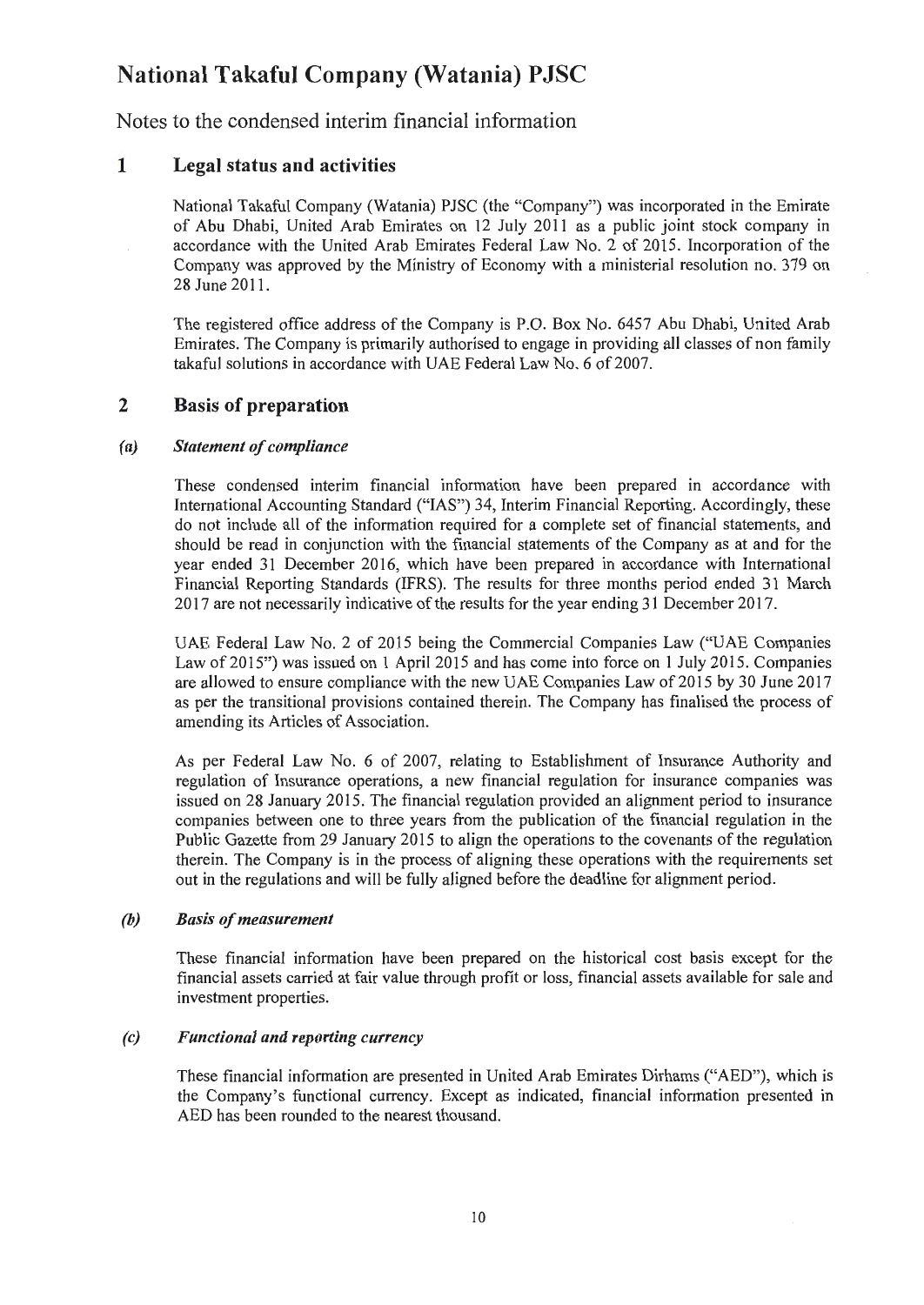# National Takaful Company (Watania) PJSC

Notes to the condensed interim financial information

## 1 Legal status and activities

National Takaful Company (Watania) PJSC (the "Company") was incorporated in the Emirate of Abu Dhabi, United Arab Emirates on 12 July 2011 as a public joint stock company in accordance with the United Arab Emirates Federal Law No. 2 of 2015. Incorporation of the Company was approved by the Ministry of Economy with a ministerial resolution no. 379 on 28 June 2011.

The registered office address of the Company is P.O. Box No. 6457 Abu Dhabi, United Arab Emirates. The Company is primarily authorised to engage in providing all classes of non family takaful solutions in accordance with UAE Federal Law No. 6 of 2007.

## 2 Basis of preparation

### *(a) Statement of compliance*

These condensed interim financial information have been prepared in accordance with International Accounting Standard ("IAS") 34, Interim Financial Reporting. Accordingly, these do not include all of the information required for a complete set of financial statements, and should be read in conjunction with the financial statements of the Company as at and for the year ended 31 December 2016, which have been prepared in accordance with International Financial Reporting Standards (IFRS). The results for three months period ended 31 March 2017 are not necessarily indicative of the results for the year ending 31 December 2017.

UAE Federal Law No. 2 of 2015 being the Commercial Companies Law ("UAE Companies Law of 2015") was issued on 1 April 2015 and has come into force on 1 July 2015. Companies are allowed to ensure compliance with the new UAE Companies Law of 2015 by 30 June 2017 as per the transitional provisions contained therein. The Company has finalised the process of amending its Articles of Association.

As per Federal Law No. 6 of 2007, relating to Establishment of Insurance Authority and regulation of Insurance operations, a new financial regulation for insurance companies was issued on 28 January 2015. The financial regulation provided an alignment period to insurance companies between one to three years from the publication of the financial regulation in the Public Gazette from 29 January 2015 to align the operations to the covenants of the regulation therein. The Company is in the process of aligning these operations with the requirements set out in the regulations and will be fully aligned before the deadline for alignment period.

### *(b) Basis of measurement*

These financial information have been prepared on the historical cost basis except for the financial assets carried at fair value through profit or loss, financial assets available for sale and investment properties.

### *(c) Functional and reporting currency*

These financial information are presented in United Arab Emirates Dirhams ("AED"), which is the Company's functional currency. Except as indicated, financial information presented in AED has been rounded to the nearest thousand.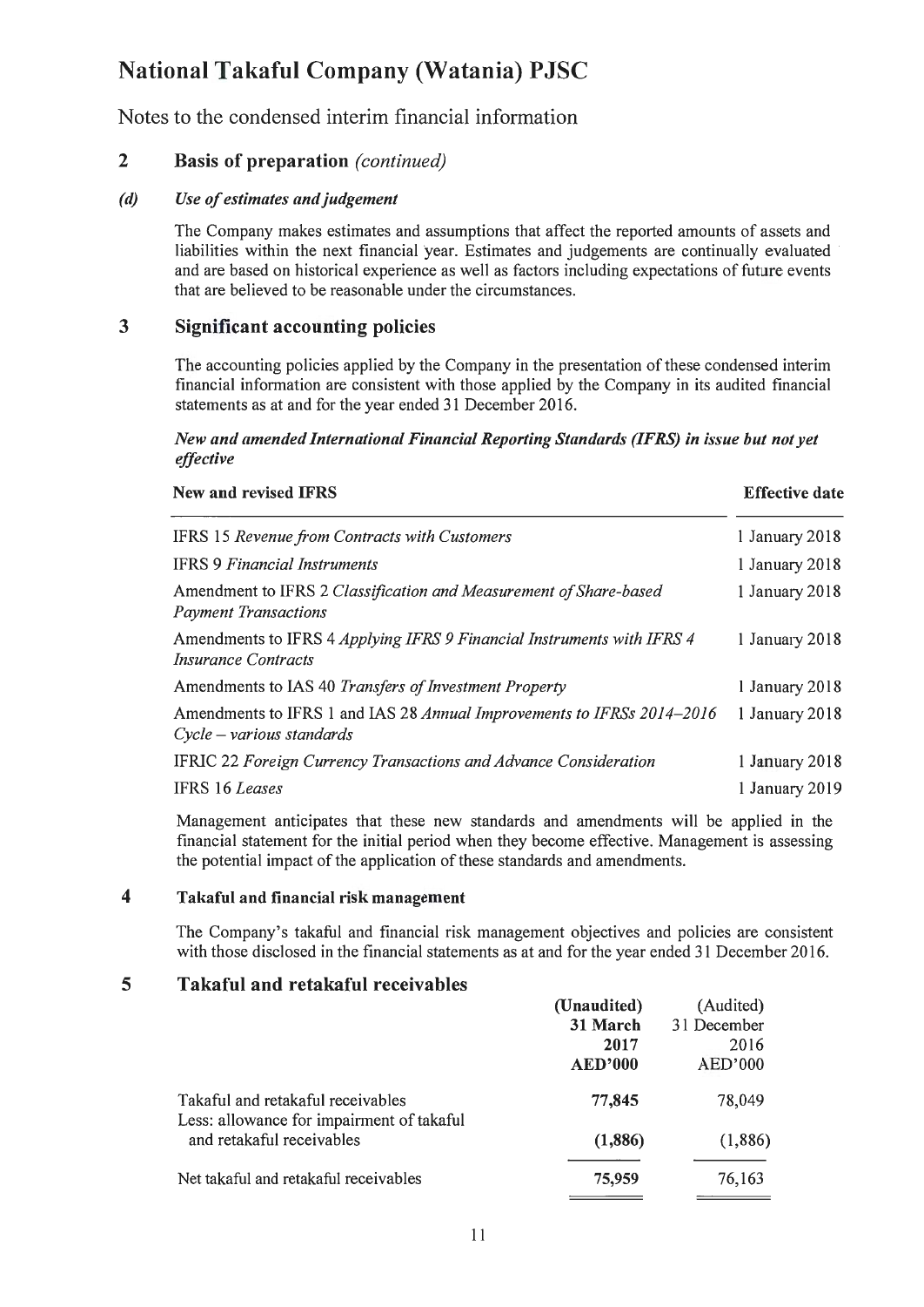# National Takaful Company (Watania) PJSC

Notes to the condensed interim financial information

## 2 Basis of preparation *(continued)*

### (d) *Use of estimates and judgement*

The Company makes estimates and assumptions that affect the reported amounts of assets and liabilities within the next financial year. Estimates and judgements are continually evaluated and are based on historical experience as well as factors including expectations of future events that are believed to be reasonable under the circumstances.

## 3 Significant accounting policies

The accounting policies applied by the Company in the presentation of these condensed interim financial information are consistent with those applied by the Company in its audited financial statements as at and for the year ended 31 December 2016.

***New and amended International Financial Reporting Standards (IFRS) in issue but not yet effective***

| New and revised IFRS | Effective date |
|---|---|
| IFRS 15 *Revenue from Contracts with Customers* | 1 January 2018 |
| IFRS 9 *Financial Instruments* | 1 January 2018 |
| Amendment to IFRS 2 *Classification and Measurement of Share-based Payment Transactions* | 1 January 2018 |
| Amendments to IFRS 4 *Applying IFRS 9 Financial Instruments with IFRS 4 Insurance Contracts* | 1 January 2018 |
| Amendments to IAS 40 *Transfers of Investment Property* | 1 January 2018 |
| Amendments to IFRS 1 and IAS 28 *Annual Improvements to IFRSs 2014–2016 Cycle – various standards* | 1 January 2018 |
| IFRIC 22 *Foreign Currency Transactions and Advance Consideration* | 1 January 2018 |
| IFRS 16 *Leases* | 1 January 2019 |

Management anticipates that these new standards and amendments will be applied in the financial statement for the initial period when they become effective. Management is assessing the potential impact of the application of these standards and amendments.

## 4 Takaful and financial risk management

The Company's takaful and financial risk management objectives and policies are consistent with those disclosed in the financial statements as at and for the year ended 31 December 2016.

## 5 Takaful and retakaful receivables

| | (Unaudited) 31 March 2017 AED'000 | (Audited) 31 December 2016 AED'000 |
|---|---|---|
| Takaful and retakaful receivables | **77,845** | 78,049 |
| Less: allowance for impairment of takaful and retakaful receivables | **(1,886)** | (1,886) |
| Net takaful and retakaful receivables | **75,959** | 76,163 |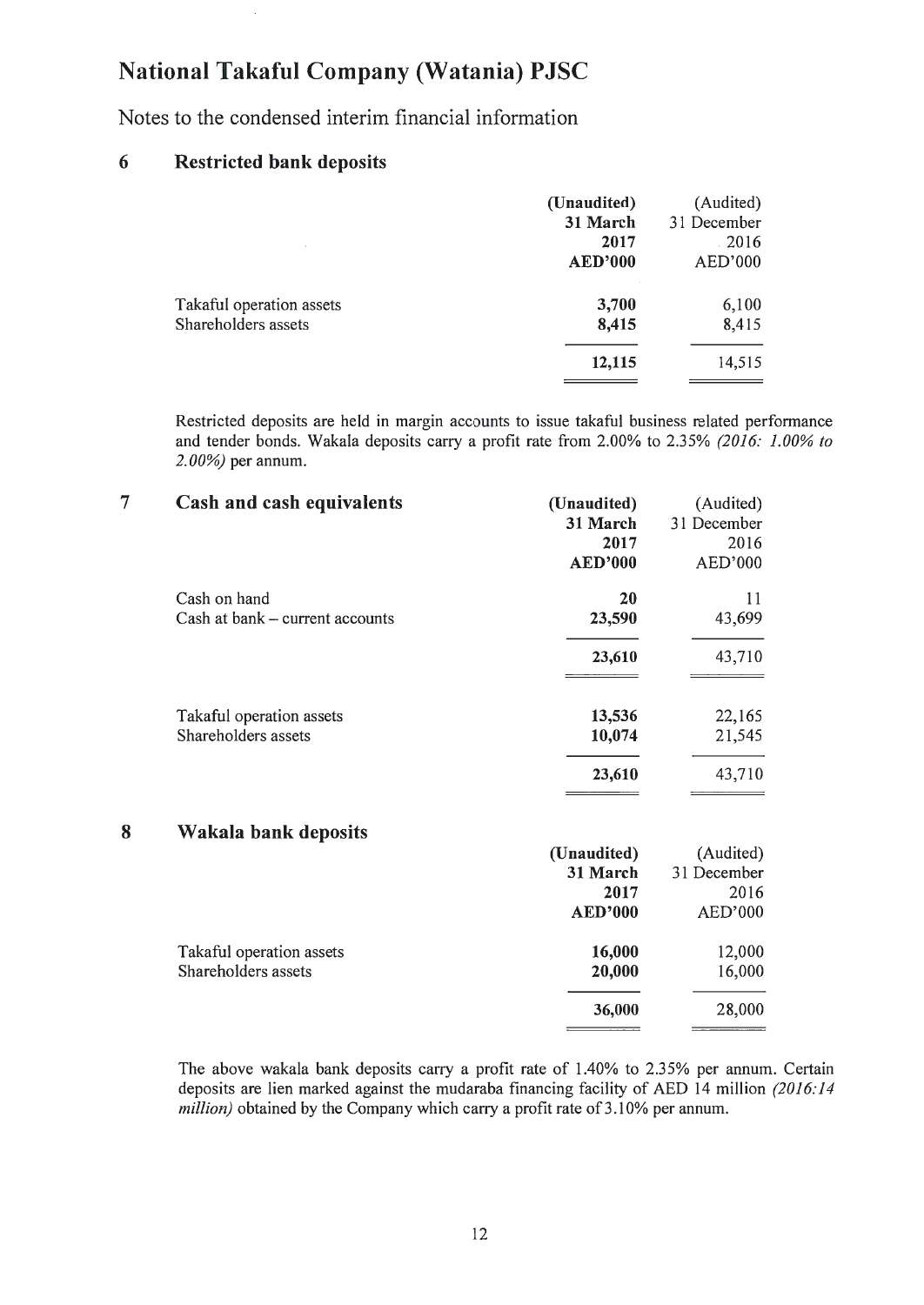# National Takaful Company (Watania) PJSC

Notes to the condensed interim financial information

## 6 Restricted bank deposits

| | **(Unaudited)** **31 March** **2017** **AED'000** | (Audited) 31 December 2016 AED'000 |
|---|---|---|
| Takaful operation assets | **3,700** | 6,100 |
| Shareholders assets | **8,415** | 8,415 |
| | **12,115** | 14,515 |

Restricted deposits are held in margin accounts to issue takaful business related performance and tender bonds. Wakala deposits carry a profit rate from 2.00% to 2.35% *(2016: 1.00% to 2.00%)* per annum.

## 7 Cash and cash equivalents

| | **(Unaudited)** **31 March** **2017** **AED'000** | (Audited) 31 December 2016 AED'000 |
|---|---|---|
| Cash on hand | **20** | 11 |
| Cash at bank – current accounts | **23,590** | 43,699 |
| | **23,610** | 43,710 |
| Takaful operation assets | **13,536** | 22,165 |
| Shareholders assets | **10,074** | 21,545 |
| | **23,610** | 43,710 |

## 8 Wakala bank deposits

| | **(Unaudited)** **31 March** **2017** **AED'000** | (Audited) 31 December 2016 AED'000 |
|---|---|---|
| Takaful operation assets | **16,000** | 12,000 |
| Shareholders assets | **20,000** | 16,000 |
| | **36,000** | 28,000 |

The above wakala bank deposits carry a profit rate of 1.40% to 2.35% per annum. Certain deposits are lien marked against the mudaraba financing facility of AED 14 million *(2016:14 million)* obtained by the Company which carry a profit rate of 3.10% per annum.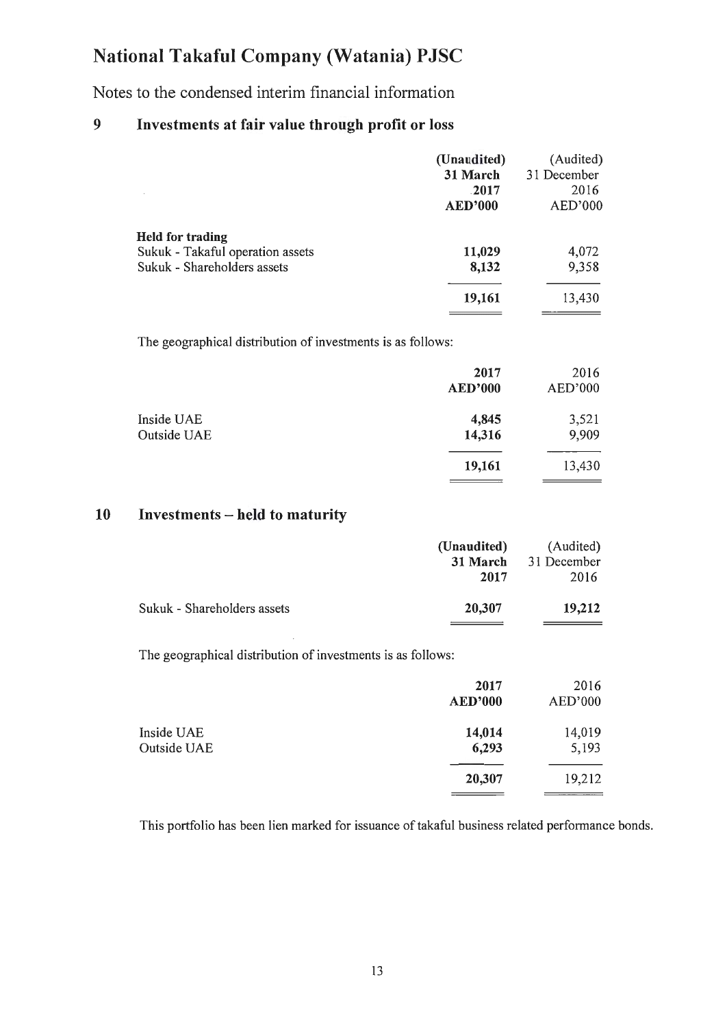# National Takaful Company (Watania) PJSC

Notes to the condensed interim financial information

## 9 Investments at fair value through profit or loss

| | (Unaudited) 31 March 2017 AED'000 | (Audited) 31 December 2016 AED'000 |
|---|---|---|
| **Held for trading** | | |
| Sukuk - Takaful operation assets | **11,029** | 4,072 |
| Sukuk - Shareholders assets | **8,132** | 9,358 |
| | **19,161** | 13,430 |

The geographical distribution of investments is as follows:

| | 2017 AED'000 | 2016 AED'000 |
|---|---|---|
| Inside UAE | **4,845** | 3,521 |
| Outside UAE | **14,316** | 9,909 |
| | **19,161** | 13,430 |

## 10 Investments – held to maturity

| | (Unaudited) 31 March 2017 | (Audited) 31 December 2016 |
|---|---|---|
| Sukuk - Shareholders assets | **20,307** | **19,212** |

The geographical distribution of investments is as follows:

| | 2017 AED'000 | 2016 AED'000 |
|---|---|---|
| Inside UAE | **14,014** | 14,019 |
| Outside UAE | **6,293** | 5,193 |
| | **20,307** | 19,212 |

This portfolio has been lien marked for issuance of takaful business related performance bonds.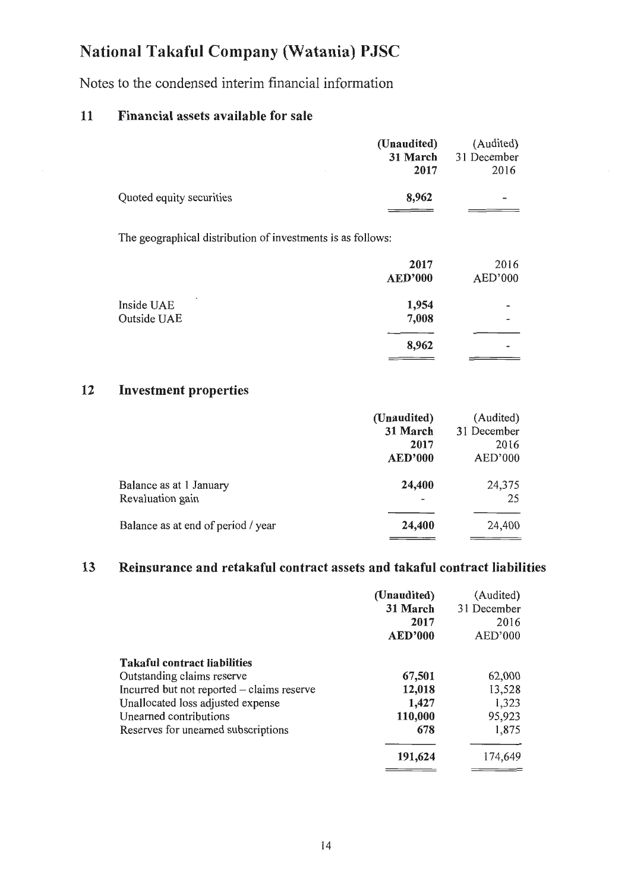# National Takaful Company (Watania) PJSC

Notes to the condensed interim financial information

## 11 Financial assets available for sale

| | (Unaudited) 31 March 2017 | (Audited) 31 December 2016 |
|---|---|---|
| Quoted equity securities | **8,962** | - |

The geographical distribution of investments is as follows:

| | 2017 AED'000 | 2016 AED'000 |
|---|---|---|
| Inside UAE | **1,954** | - |
| Outside UAE | **7,008** | - |
| | **8,962** | - |

## 12 Investment properties

| | (Unaudited) 31 March 2017 AED'000 | (Audited) 31 December 2016 AED'000 |
|---|---|---|
| Balance as at 1 January | **24,400** | 24,375 |
| Revaluation gain | - | 25 |
| Balance as at end of period / year | **24,400** | 24,400 |

## 13 Reinsurance and retakaful contract assets and takaful contract liabilities

| | (Unaudited) 31 March 2017 AED'000 | (Audited) 31 December 2016 AED'000 |
|---|---|---|
| **Takaful contract liabilities** | | |
| Outstanding claims reserve | **67,501** | 62,000 |
| Incurred but not reported – claims reserve | **12,018** | 13,528 |
| Unallocated loss adjusted expense | **1,427** | 1,323 |
| Unearned contributions | **110,000** | 95,923 |
| Reserves for unearned subscriptions | **678** | 1,875 |
| | **191,624** | 174,649 |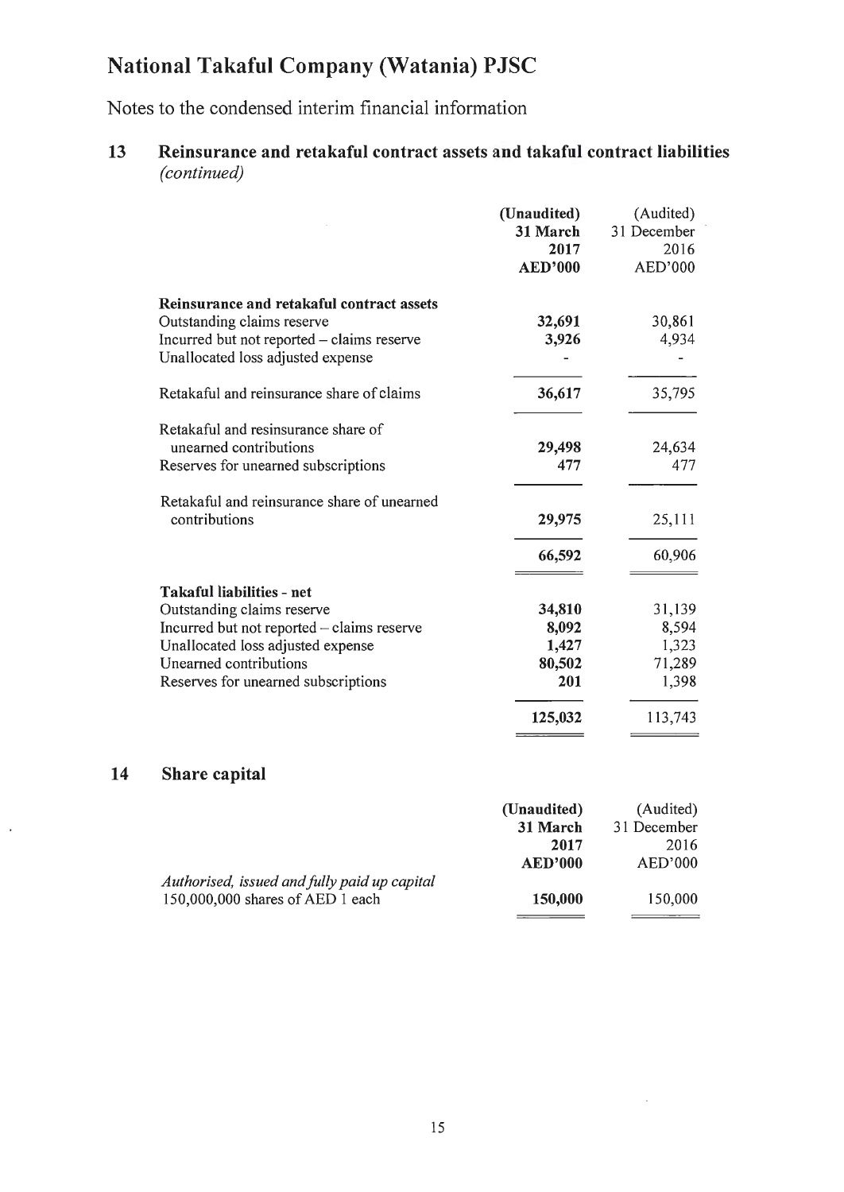# National Takaful Company (Watania) PJSC

Notes to the condensed interim financial information

## 13 Reinsurance and retakaful contract assets and takaful contract liabilities *(continued)*

| | (Unaudited) 31 March 2017 AED'000 | (Audited) 31 December 2016 AED'000 |
|---|---|---|
| **Reinsurance and retakaful contract assets** | | |
| Outstanding claims reserve | **32,691** | 30,861 |
| Incurred but not reported – claims reserve | **3,926** | 4,934 |
| Unallocated loss adjusted expense | **-** | - |
| Retakaful and reinsurance share of claims | **36,617** | 35,795 |
| Retakaful and resinsurance share of unearned contributions | **29,498** | 24,634 |
| Reserves for unearned subscriptions | **477** | 477 |
| Retakaful and reinsurance share of unearned contributions | **29,975** | 25,111 |
| | **66,592** | 60,906 |
| **Takaful liabilities - net** | | |
| Outstanding claims reserve | **34,810** | 31,139 |
| Incurred but not reported – claims reserve | **8,092** | 8,594 |
| Unallocated loss adjusted expense | **1,427** | 1,323 |
| Unearned contributions | **80,502** | 71,289 |
| Reserves for unearned subscriptions | **201** | 1,398 |
| | **125,032** | 113,743 |

## 14 Share capital

| | (Unaudited) 31 March 2017 AED'000 | (Audited) 31 December 2016 AED'000 |
|---|---|---|
| *Authorised, issued and fully paid up capital* | | |
| 150,000,000 shares of AED 1 each | **150,000** | 150,000 |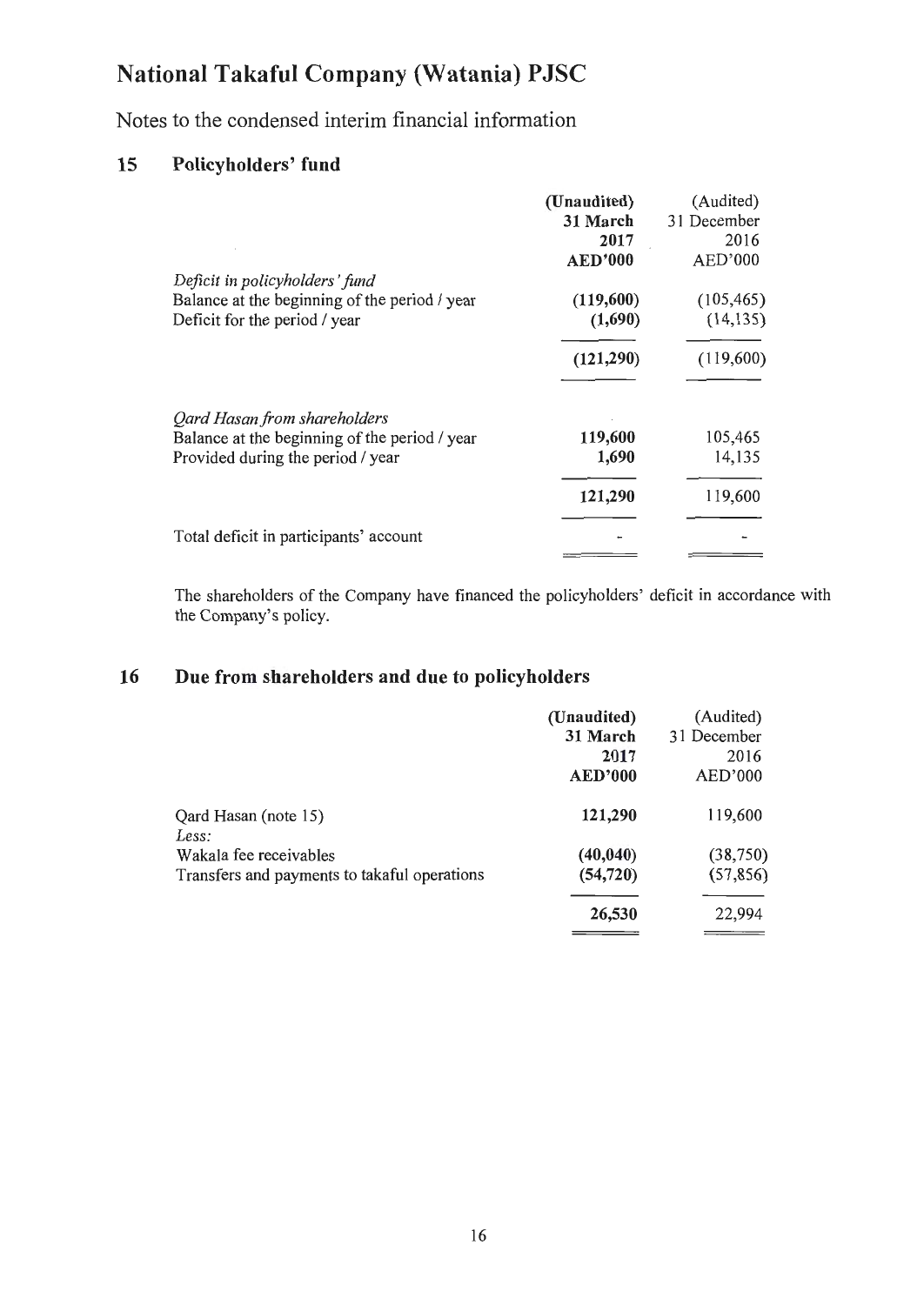# National Takaful Company (Watania) PJSC

Notes to the condensed interim financial information

## 15 Policyholders' fund

| | (Unaudited) 31 March 2017 AED'000 | (Audited) 31 December 2016 AED'000 |
|---|---|---|
| *Deficit in policyholders' fund* | | |
| Balance at the beginning of the period / year | **(119,600)** | (105,465) |
| Deficit for the period / year | **(1,690)** | (14,135) |
| | **(121,290)** | (119,600) |
| *Qard Hasan from shareholders* | | |
| Balance at the beginning of the period / year | **119,600** | 105,465 |
| Provided during the period / year | **1,690** | 14,135 |
| | **121,290** | 119,600 |
| Total deficit in participants' account | - | - |

The shareholders of the Company have financed the policyholders' deficit in accordance with the Company's policy.

## 16 Due from shareholders and due to policyholders

| | (Unaudited) 31 March 2017 AED'000 | (Audited) 31 December 2016 AED'000 |
|---|---|---|
| Qard Hasan (note 15) | **121,290** | 119,600 |
| *Less:* | | |
| Wakala fee receivables | **(40,040)** | (38,750) |
| Transfers and payments to takaful operations | **(54,720)** | (57,856) |
| | **26,530** | 22,994 |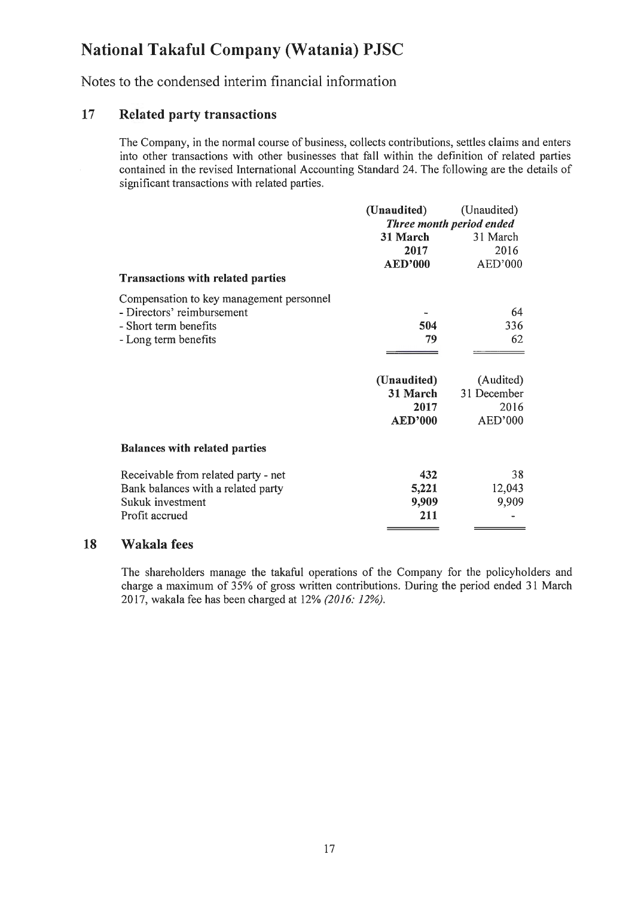# National Takaful Company (Watania) PJSC

Notes to the condensed interim financial information

## 17 Related party transactions

The Company, in the normal course of business, collects contributions, settles claims and enters into other transactions with other businesses that fall within the definition of related parties contained in the revised International Accounting Standard 24. The following are the details of significant transactions with related parties.

| | **(Unaudited)** | (Unaudited) |
|---|---|---|
| | ***Three month period ended*** | |
| | **31 March 2017** | 31 March 2016 |
| | **AED'000** | AED'000 |
| **Transactions with related parties** | | |
| Compensation to key management personnel | | |
| - Directors' reimbursement | **-** | 64 |
| - Short term benefits | **504** | 336 |
| - Long term benefits | **79** | 62 |

| | **(Unaudited)** | (Audited) |
|---|---|---|
| | **31 March 2017** | 31 December 2016 |
| | **AED'000** | AED'000 |
| **Balances with related parties** | | |
| Receivable from related party - net | **432** | 38 |
| Bank balances with a related party | **5,221** | 12,043 |
| Sukuk investment | **9,909** | 9,909 |
| Profit accrued | **211** | - |

## 18 Wakala fees

The shareholders manage the takaful operations of the Company for the policyholders and charge a maximum of 35% of gross written contributions. During the period ended 31 March 2017, wakala fee has been charged at 12% *(2016: 12%)*.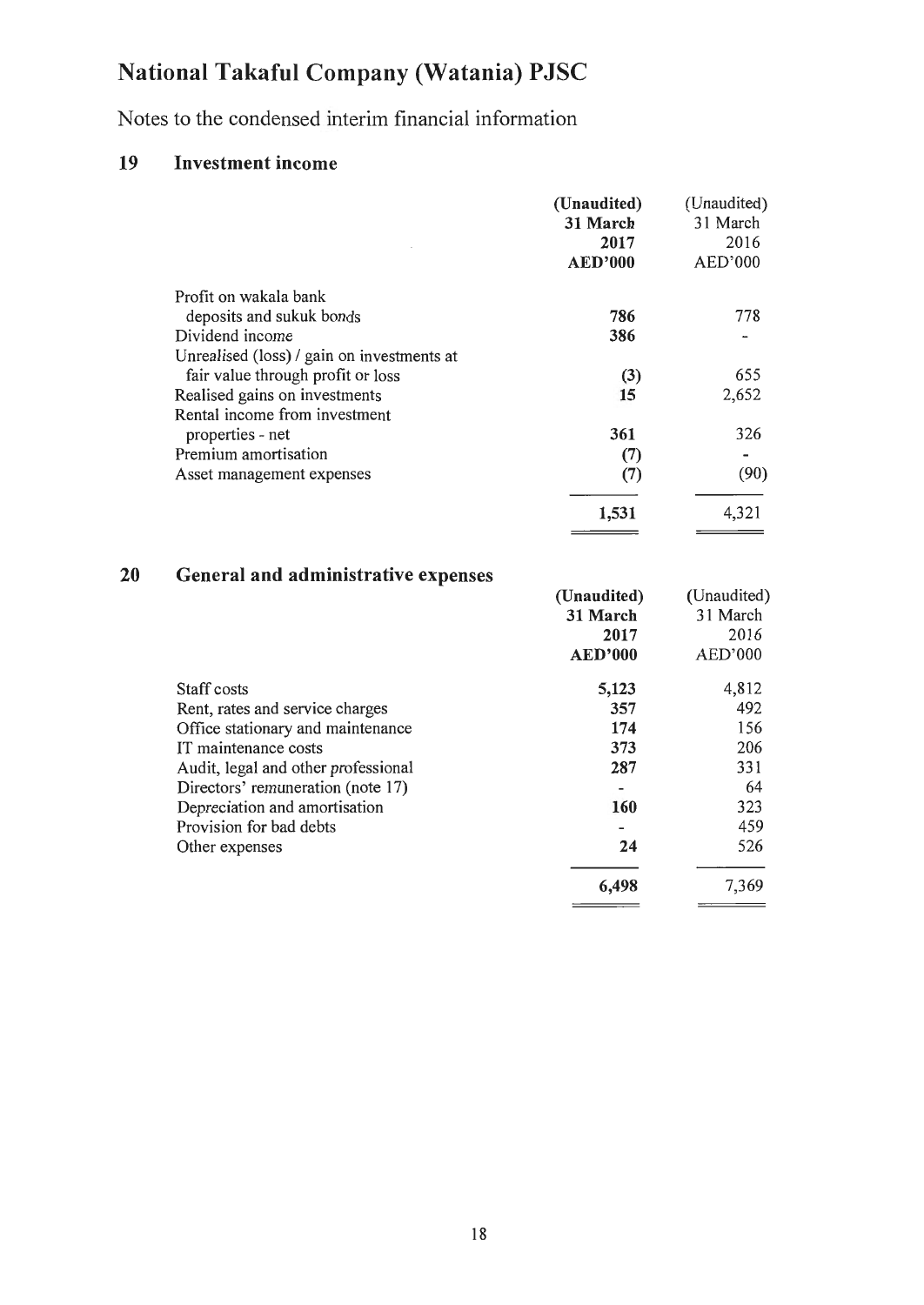# National Takaful Company (Watania) PJSC

Notes to the condensed interim financial information

## 19 Investment income

| | **(Unaudited) 31 March 2017 AED'000** | (Unaudited) 31 March 2016 AED'000 |
|---|---|---|
| Profit on wakala bank deposits and sukuk bonds | **786** | 778 |
| Dividend income | **386** | - |
| Unrealised (loss) / gain on investments at fair value through profit or loss | **(3)** | 655 |
| Realised gains on investments | **15** | 2,652 |
| Rental income from investment properties - net | **361** | 326 |
| Premium amortisation | **(7)** | - |
| Asset management expenses | **(7)** | (90) |
| | **1,531** | 4,321 |

## 20 General and administrative expenses

| | **(Unaudited) 31 March 2017 AED'000** | (Unaudited) 31 March 2016 AED'000 |
|---|---|---|
| Staff costs | **5,123** | 4,812 |
| Rent, rates and service charges | **357** | 492 |
| Office stationary and maintenance | **174** | 156 |
| IT maintenance costs | **373** | 206 |
| Audit, legal and other professional | **287** | 331 |
| Directors' remuneration (note 17) | **-** | 64 |
| Depreciation and amortisation | **160** | 323 |
| Provision for bad debts | **-** | 459 |
| Other expenses | **24** | 526 |
| | **6,498** | 7,369 |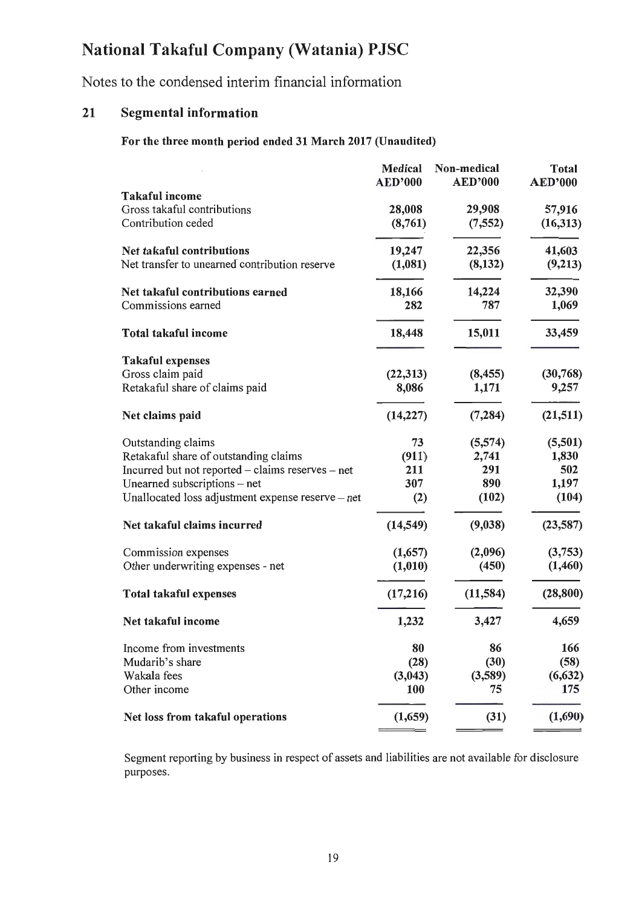# National Takaful Company (Watania) PJSC

Notes to the condensed interim financial information

## 21 Segmental information

**For the three month period ended 31 March 2017 (Unaudited)**

| | Medical AED'000 | Non-medical AED'000 | Total AED'000 |
|---|---|---|---|
| **Takaful income** | | | |
| Gross takaful contributions | 28,008 | 29,908 | 57,916 |
| Contribution ceded | (8,761) | (7,552) | (16,313) |
| **Net takaful contributions** | 19,247 | 22,356 | 41,603 |
| Net transfer to unearned contribution reserve | (1,081) | (8,132) | (9,213) |
| **Net takaful contributions earned** | 18,166 | 14,224 | 32,390 |
| Commissions earned | 282 | 787 | 1,069 |
| **Total takaful income** | 18,448 | 15,011 | 33,459 |
| **Takaful expenses** | | | |
| Gross claim paid | (22,313) | (8,455) | (30,768) |
| Retakaful share of claims paid | 8,086 | 1,171 | 9,257 |
| **Net claims paid** | (14,227) | (7,284) | (21,511) |
| Outstanding claims | 73 | (5,574) | (5,501) |
| Retakaful share of outstanding claims | (911) | 2,741 | 1,830 |
| Incurred but not reported – claims reserves – net | 211 | 291 | 502 |
| Unearned subscriptions – net | 307 | 890 | 1,197 |
| Unallocated loss adjustment expense reserve – net | (2) | (102) | (104) |
| **Net takaful claims incurred** | (14,549) | (9,038) | (23,587) |
| Commission expenses | (1,657) | (2,096) | (3,753) |
| Other underwriting expenses - net | (1,010) | (450) | (1,460) |
| **Total takaful expenses** | (17,216) | (11,584) | (28,800) |
| **Net takaful income** | 1,232 | 3,427 | 4,659 |
| Income from investments | 80 | 86 | 166 |
| Mudarib's share | (28) | (30) | (58) |
| Wakala fees | (3,043) | (3,589) | (6,632) |
| Other income | 100 | 75 | 175 |
| **Net loss from takaful operations** | (1,659) | (31) | (1,690) |

Segment reporting by business in respect of assets and liabilities are not available for disclosure purposes.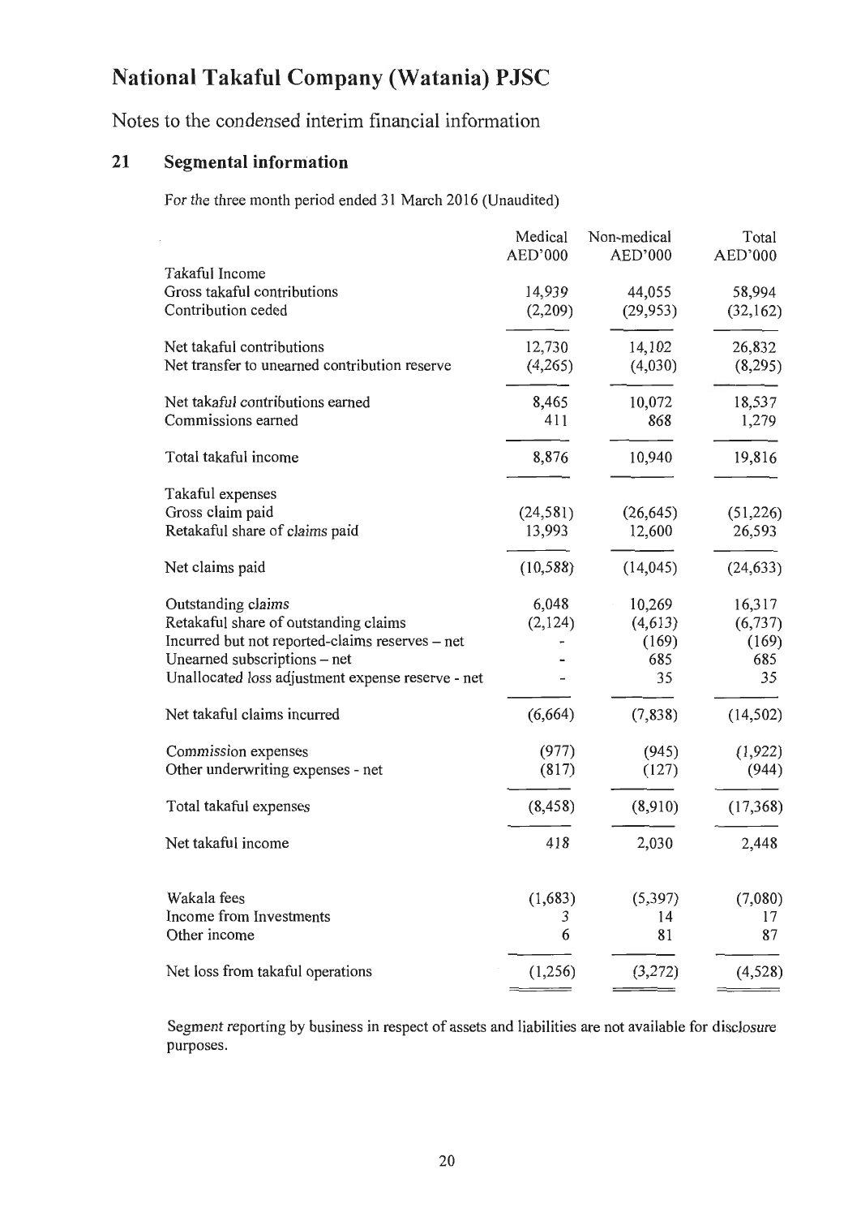# National Takaful Company (Watania) PJSC

Notes to the condensed interim financial information

## 21 Segmental information

For the three month period ended 31 March 2016 (Unaudited)

| | Medical AED'000 | Non-medical AED'000 | Total AED'000 |
|---|---|---|---|
| Takaful Income | | | |
| Gross takaful contributions | 14,939 | 44,055 | 58,994 |
| Contribution ceded | (2,209) | (29,953) | (32,162) |
| Net takaful contributions | 12,730 | 14,102 | 26,832 |
| Net transfer to unearned contribution reserve | (4,265) | (4,030) | (8,295) |
| Net takaful contributions earned | 8,465 | 10,072 | 18,537 |
| Commissions earned | 411 | 868 | 1,279 |
| Total takaful income | 8,876 | 10,940 | 19,816 |
| Takaful expenses | | | |
| Gross claim paid | (24,581) | (26,645) | (51,226) |
| Retakaful share of claims paid | 13,993 | 12,600 | 26,593 |
| Net claims paid | (10,588) | (14,045) | (24,633) |
| Outstanding claims | 6,048 | 10,269 | 16,317 |
| Retakaful share of outstanding claims | (2,124) | (4,613) | (6,737) |
| Incurred but not reported-claims reserves – net | - | (169) | (169) |
| Unearned subscriptions – net | - | 685 | 685 |
| Unallocated loss adjustment expense reserve - net | - | 35 | 35 |
| Net takaful claims incurred | (6,664) | (7,838) | (14,502) |
| Commission expenses | (977) | (945) | (1,922) |
| Other underwriting expenses - net | (817) | (127) | (944) |
| Total takaful expenses | (8,458) | (8,910) | (17,368) |
| Net takaful income | 418 | 2,030 | 2,448 |
| Wakala fees | (1,683) | (5,397) | (7,080) |
| Income from Investments | 3 | 14 | 17 |
| Other income | 6 | 81 | 87 |
| Net loss from takaful operations | (1,256) | (3,272) | (4,528) |

Segment reporting by business in respect of assets and liabilities are not available for disclosure purposes.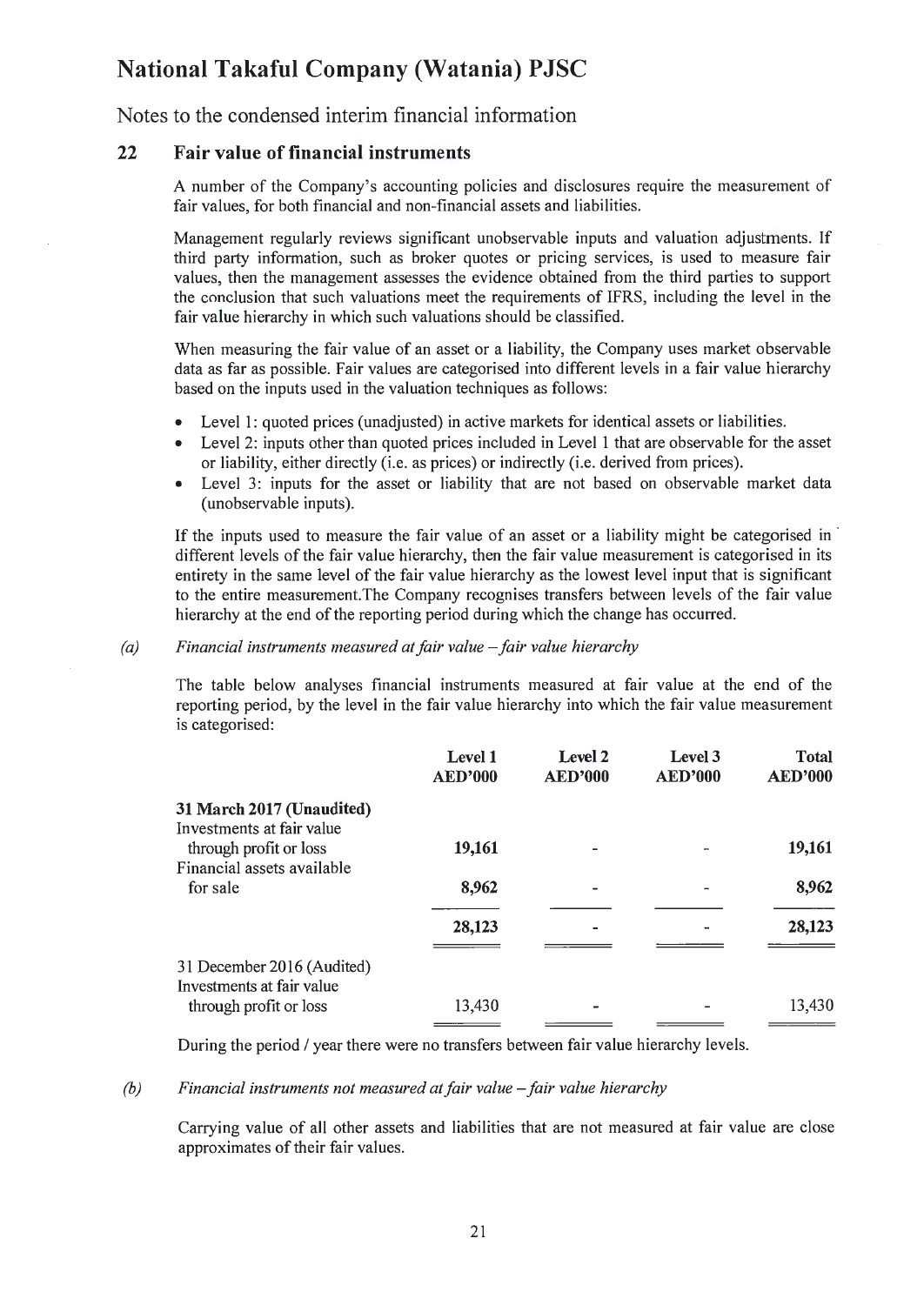# National Takaful Company (Watania) PJSC

Notes to the condensed interim financial information

## 22 Fair value of financial instruments

A number of the Company's accounting policies and disclosures require the measurement of fair values, for both financial and non-financial assets and liabilities.

Management regularly reviews significant unobservable inputs and valuation adjustments. If third party information, such as broker quotes or pricing services, is used to measure fair values, then the management assesses the evidence obtained from the third parties to support the conclusion that such valuations meet the requirements of IFRS, including the level in the fair value hierarchy in which such valuations should be classified.

When measuring the fair value of an asset or a liability, the Company uses market observable data as far as possible. Fair values are categorised into different levels in a fair value hierarchy based on the inputs used in the valuation techniques as follows:

- Level 1: quoted prices (unadjusted) in active markets for identical assets or liabilities.
- Level 2: inputs other than quoted prices included in Level 1 that are observable for the asset or liability, either directly (i.e. as prices) or indirectly (i.e. derived from prices).
- Level 3: inputs for the asset or liability that are not based on observable market data (unobservable inputs).

If the inputs used to measure the fair value of an asset or a liability might be categorised in different levels of the fair value hierarchy, then the fair value measurement is categorised in its entirety in the same level of the fair value hierarchy as the lowest level input that is significant to the entire measurement.The Company recognises transfers between levels of the fair value hierarchy at the end of the reporting period during which the change has occurred.

*(a) Financial instruments measured at fair value – fair value hierarchy*

The table below analyses financial instruments measured at fair value at the end of the reporting period, by the level in the fair value hierarchy into which the fair value measurement is categorised:

| | Level 1 AED'000 | Level 2 AED'000 | Level 3 AED'000 | Total AED'000 |
|---|---|---|---|---|
| **31 March 2017 (Unaudited)** | | | | |
| Investments at fair value through profit or loss | **19,161** | - | - | **19,161** |
| Financial assets available for sale | **8,962** | - | - | **8,962** |
| | **28,123** | - | - | **28,123** |
| 31 December 2016 (Audited) | | | | |
| Investments at fair value through profit or loss | 13,430 | - | - | 13,430 |

During the period / year there were no transfers between fair value hierarchy levels.

*(b) Financial instruments not measured at fair value – fair value hierarchy*

Carrying value of all other assets and liabilities that are not measured at fair value are close approximates of their fair values.